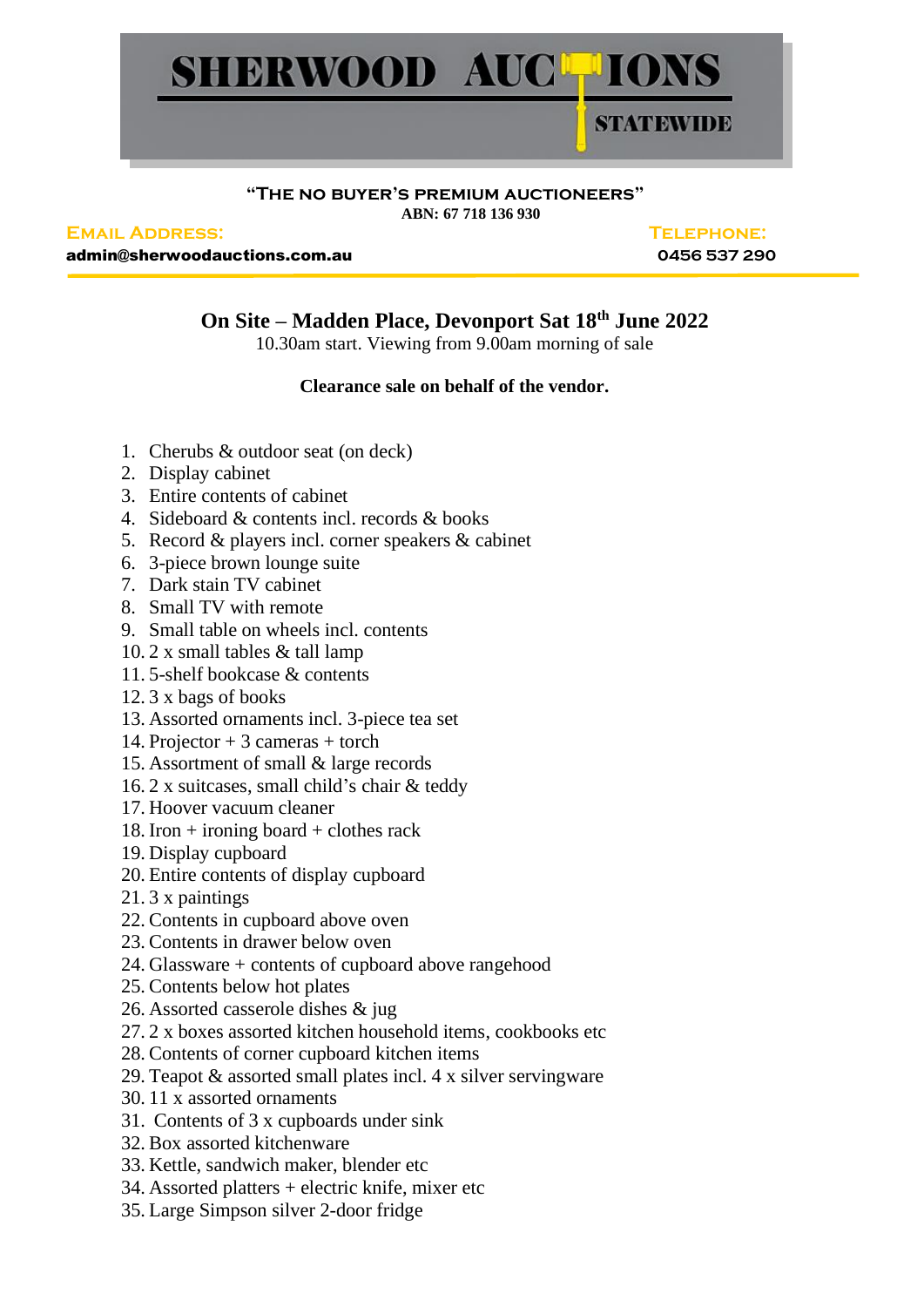# SHERWOOD AUCTIONS

STATEWIDE

**"The no buyer's premium auctioneers"**

**ABN: 67 718 136 930**

**Email Address:** admin@sherwoodauctions.com.au

**Telephone:** 0456 537 290

## On Site – Madden Place, Devonport Sat 18th June 2022

10.30am start. Viewing from 9.00am morning of sale

**Clearance sale on behalf of the vendor.**

1. Cherubs & outdoor seat (on deck)
2. Display cabinet
3. Entire contents of cabinet
4. Sideboard & contents incl. records & books
5. Record & players incl. corner speakers & cabinet
6. 3-piece brown lounge suite
7. Dark stain TV cabinet
8. Small TV with remote
9. Small table on wheels incl. contents
10. 2 x small tables & tall lamp
11. 5-shelf bookcase & contents
12. 3 x bags of books
13. Assorted ornaments incl. 3-piece tea set
14. Projector + 3 cameras + torch
15. Assortment of small & large records
16. 2 x suitcases, small child's chair & teddy
17. Hoover vacuum cleaner
18. Iron + ironing board + clothes rack
19. Display cupboard
20. Entire contents of display cupboard
21. 3 x paintings
22. Contents in cupboard above oven
23. Contents in drawer below oven
24. Glassware + contents of cupboard above rangehood
25. Contents below hot plates
26. Assorted casserole dishes & jug
27. 2 x boxes assorted kitchen household items, cookbooks etc
28. Contents of corner cupboard kitchen items
29. Teapot & assorted small plates incl. 4 x silver servingware
30. 11 x assorted ornaments
31. Contents of 3 x cupboards under sink
32. Box assorted kitchenware
33. Kettle, sandwich maker, blender etc
34. Assorted platters + electric knife, mixer etc
35. Large Simpson silver 2-door fridge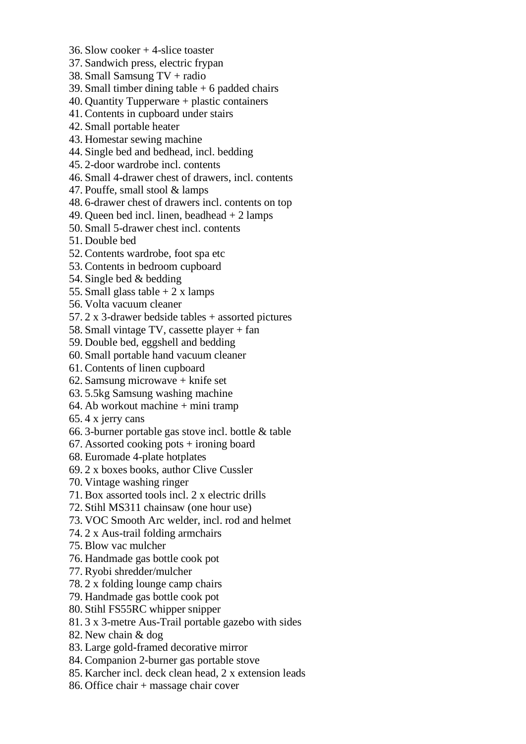36. Slow cooker + 4-slice toaster
37. Sandwich press, electric frypan
38. Small Samsung TV + radio
39. Small timber dining table + 6 padded chairs
40. Quantity Tupperware + plastic containers
41. Contents in cupboard under stairs
42. Small portable heater
43. Homestar sewing machine
44. Single bed and bedhead, incl. bedding
45. 2-door wardrobe incl. contents
46. Small 4-drawer chest of drawers, incl. contents
47. Pouffe, small stool & lamps
48. 6-drawer chest of drawers incl. contents on top
49. Queen bed incl. linen, beadhead + 2 lamps
50. Small 5-drawer chest incl. contents
51. Double bed
52. Contents wardrobe, foot spa etc
53. Contents in bedroom cupboard
54. Single bed & bedding
55. Small glass table + 2 x lamps
56. Volta vacuum cleaner
57. 2 x 3-drawer bedside tables + assorted pictures
58. Small vintage TV, cassette player + fan
59. Double bed, eggshell and bedding
60. Small portable hand vacuum cleaner
61. Contents of linen cupboard
62. Samsung microwave + knife set
63. 5.5kg Samsung washing machine
64. Ab workout machine + mini tramp
65. 4 x jerry cans
66. 3-burner portable gas stove incl. bottle & table
67. Assorted cooking pots + ironing board
68. Euromade 4-plate hotplates
69. 2 x boxes books, author Clive Cussler
70. Vintage washing ringer
71. Box assorted tools incl. 2 x electric drills
72. Stihl MS311 chainsaw (one hour use)
73. VOC Smooth Arc welder, incl. rod and helmet
74. 2 x Aus-trail folding armchairs
75. Blow vac mulcher
76. Handmade gas bottle cook pot
77. Ryobi shredder/mulcher
78. 2 x folding lounge camp chairs
79. Handmade gas bottle cook pot
80. Stihl FS55RC whipper snipper
81. 3 x 3-metre Aus-Trail portable gazebo with sides
82. New chain & dog
83. Large gold-framed decorative mirror
84. Companion 2-burner gas portable stove
85. Karcher incl. deck clean head, 2 x extension leads
86. Office chair + massage chair cover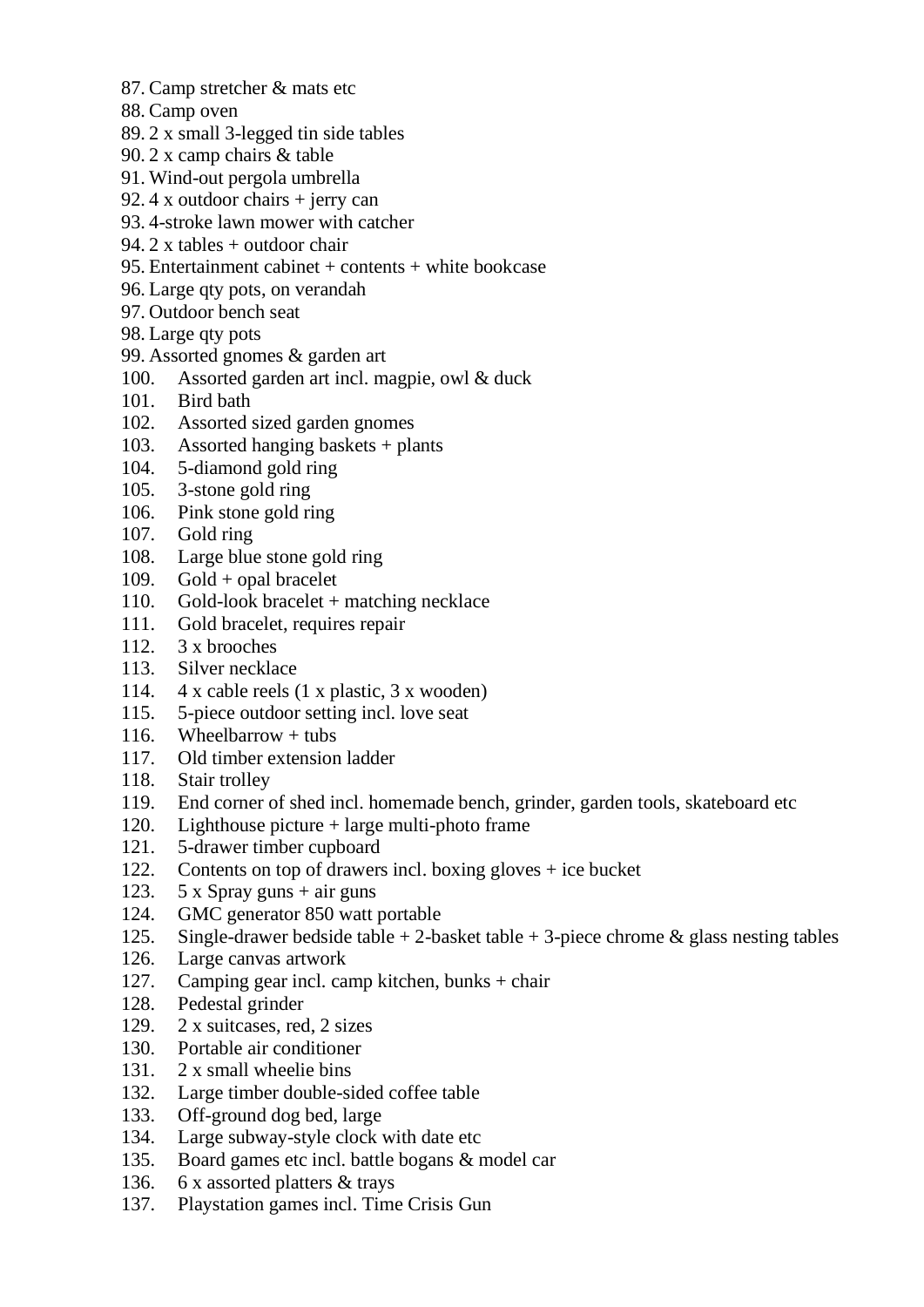87. Camp stretcher & mats etc
88. Camp oven
89. 2 x small 3-legged tin side tables
90. 2 x camp chairs & table
91. Wind-out pergola umbrella
92. 4 x outdoor chairs + jerry can
93. 4-stroke lawn mower with catcher
94. 2 x tables + outdoor chair
95. Entertainment cabinet + contents + white bookcase
96. Large qty pots, on verandah
97. Outdoor bench seat
98. Large qty pots
99. Assorted gnomes & garden art
100. Assorted garden art incl. magpie, owl & duck
101. Bird bath
102. Assorted sized garden gnomes
103. Assorted hanging baskets + plants
104. 5-diamond gold ring
105. 3-stone gold ring
106. Pink stone gold ring
107. Gold ring
108. Large blue stone gold ring
109. Gold + opal bracelet
110. Gold-look bracelet + matching necklace
111. Gold bracelet, requires repair
112. 3 x brooches
113. Silver necklace
114. 4 x cable reels (1 x plastic, 3 x wooden)
115. 5-piece outdoor setting incl. love seat
116. Wheelbarrow + tubs
117. Old timber extension ladder
118. Stair trolley
119. End corner of shed incl. homemade bench, grinder, garden tools, skateboard etc
120. Lighthouse picture + large multi-photo frame
121. 5-drawer timber cupboard
122. Contents on top of drawers incl. boxing gloves + ice bucket
123. 5 x Spray guns + air guns
124. GMC generator 850 watt portable
125. Single-drawer bedside table + 2-basket table + 3-piece chrome & glass nesting tables
126. Large canvas artwork
127. Camping gear incl. camp kitchen, bunks + chair
128. Pedestal grinder
129. 2 x suitcases, red, 2 sizes
130. Portable air conditioner
131. 2 x small wheelie bins
132. Large timber double-sided coffee table
133. Off-ground dog bed, large
134. Large subway-style clock with date etc
135. Board games etc incl. battle bogans & model car
136. 6 x assorted platters & trays
137. Playstation games incl. Time Crisis Gun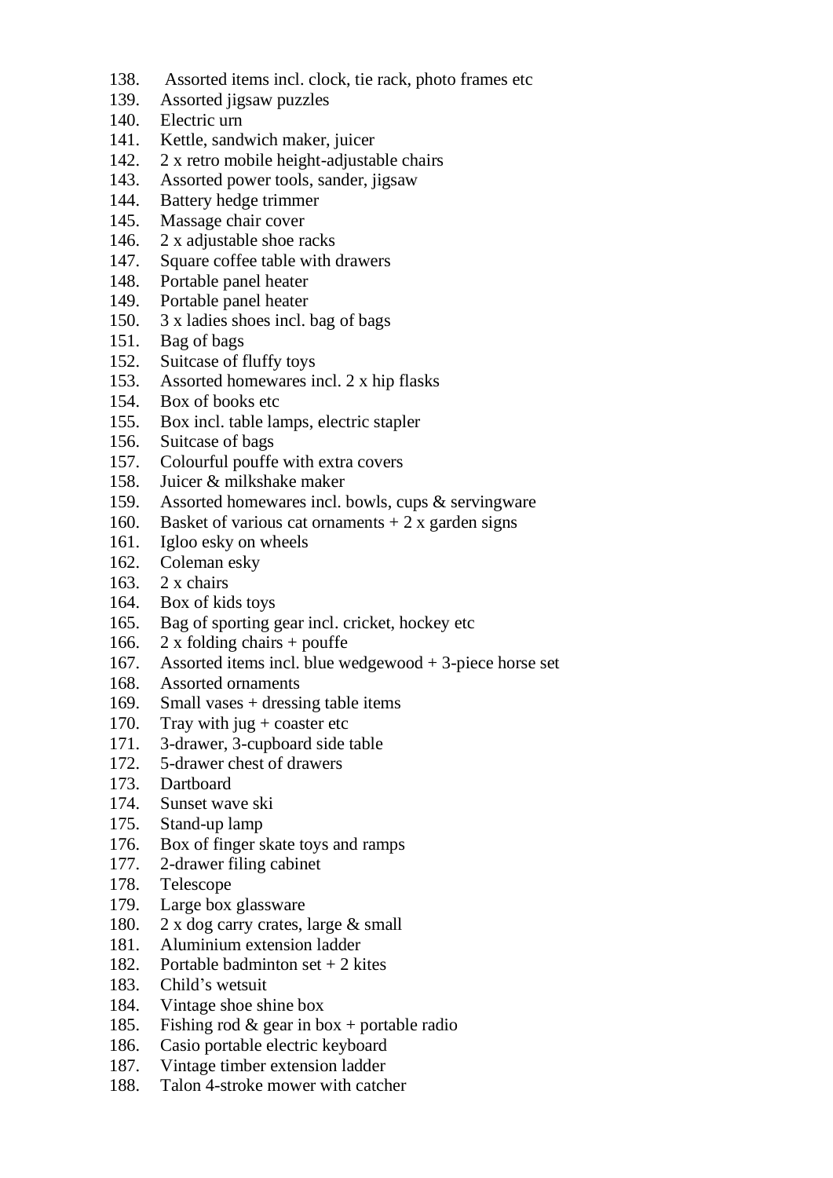138. Assorted items incl. clock, tie rack, photo frames etc
139. Assorted jigsaw puzzles
140. Electric urn
141. Kettle, sandwich maker, juicer
142. 2 x retro mobile height-adjustable chairs
143. Assorted power tools, sander, jigsaw
144. Battery hedge trimmer
145. Massage chair cover
146. 2 x adjustable shoe racks
147. Square coffee table with drawers
148. Portable panel heater
149. Portable panel heater
150. 3 x ladies shoes incl. bag of bags
151. Bag of bags
152. Suitcase of fluffy toys
153. Assorted homewares incl. 2 x hip flasks
154. Box of books etc
155. Box incl. table lamps, electric stapler
156. Suitcase of bags
157. Colourful pouffe with extra covers
158. Juicer & milkshake maker
159. Assorted homewares incl. bowls, cups & servingware
160. Basket of various cat ornaments + 2 x garden signs
161. Igloo esky on wheels
162. Coleman esky
163. 2 x chairs
164. Box of kids toys
165. Bag of sporting gear incl. cricket, hockey etc
166. 2 x folding chairs + pouffe
167. Assorted items incl. blue wedgewood + 3-piece horse set
168. Assorted ornaments
169. Small vases + dressing table items
170. Tray with jug + coaster etc
171. 3-drawer, 3-cupboard side table
172. 5-drawer chest of drawers
173. Dartboard
174. Sunset wave ski
175. Stand-up lamp
176. Box of finger skate toys and ramps
177. 2-drawer filing cabinet
178. Telescope
179. Large box glassware
180. 2 x dog carry crates, large & small
181. Aluminium extension ladder
182. Portable badminton set + 2 kites
183. Child's wetsuit
184. Vintage shoe shine box
185. Fishing rod & gear in box + portable radio
186. Casio portable electric keyboard
187. Vintage timber extension ladder
188. Talon 4-stroke mower with catcher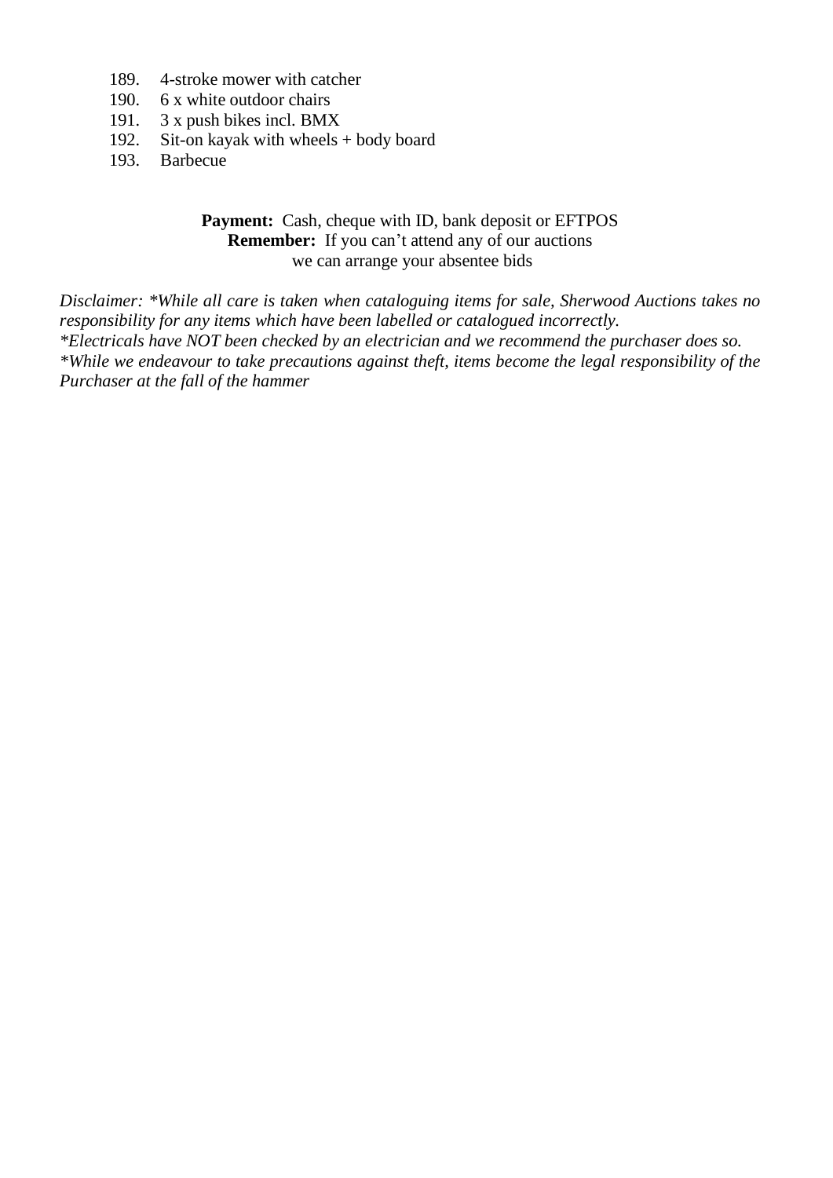189. 4-stroke mower with catcher
190. 6 x white outdoor chairs
191. 3 x push bikes incl. BMX
192. Sit-on kayak with wheels + body board
193. Barbecue

**Payment:** Cash, cheque with ID, bank deposit or EFTPOS
**Remember:** If you can't attend any of our auctions
we can arrange your absentee bids

*Disclaimer: *While all care is taken when cataloguing items for sale, Sherwood Auctions takes no responsibility for any items which have been labelled or catalogued incorrectly.*
**Electricals have NOT been checked by an electrician and we recommend the purchaser does so.*
**While we endeavour to take precautions against theft, items become the legal responsibility of the Purchaser at the fall of the hammer*